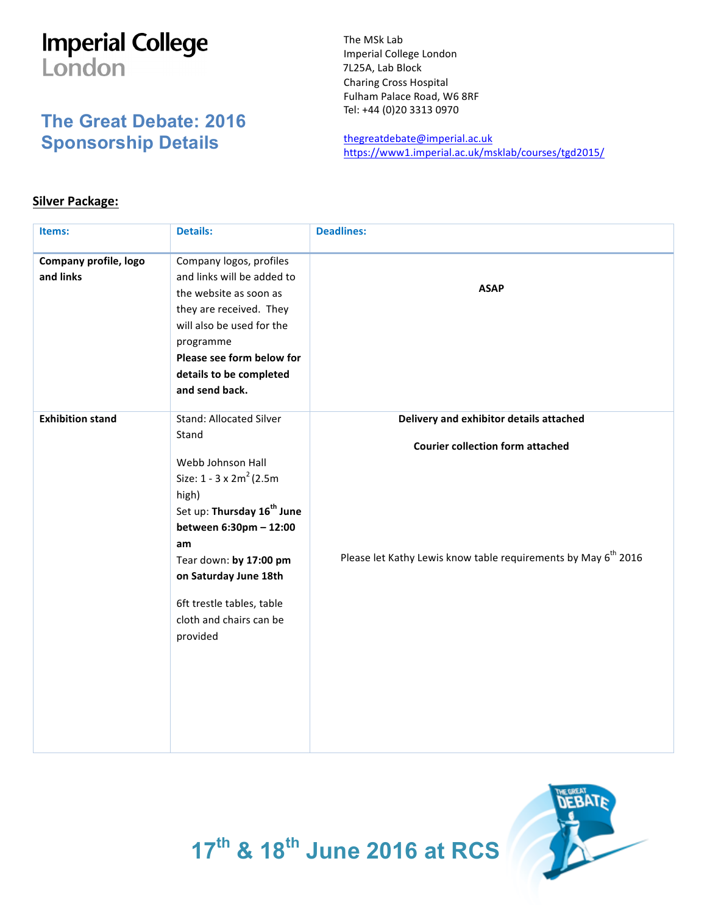# Imperial College London

## The Great Debate: 2016 Sponsorship Details

The MSk Lab
Imperial College London
7L25A, Lab Block
Charing Cross Hospital
Fulham Palace Road, W6 8RF
Tel: +44 (0)20 3313 0970

thegreatdebate@imperial.ac.uk
https://www1.imperial.ac.uk/msklab/courses/tgd2015/

### Silver Package:

| Items: | Details: | Deadlines: |
|---|---|---|
| **Company profile, logo and links** | Company logos, profiles and links will be added to the website as soon as they are received. They will also be used for the programme **Please see form below for details to be completed and send back.** | **ASAP** |
| **Exhibition stand** | Stand: Allocated Silver Stand<br><br>Webb Johnson Hall<br>Size: 1 - 3 x 2m$^2$ (2.5m high)<br>Set up: **Thursday 16th June between 6:30pm – 12:00 am**<br>Tear down: **by 17:00 pm on Saturday June 18th**<br><br>6ft trestle tables, table cloth and chairs can be provided | **Delivery and exhibitor details attached**<br><br>**Courier collection form attached**<br><br>Please let Kathy Lewis know table requirements by May 6th 2016 |

## 17th & 18th June 2016 at RCS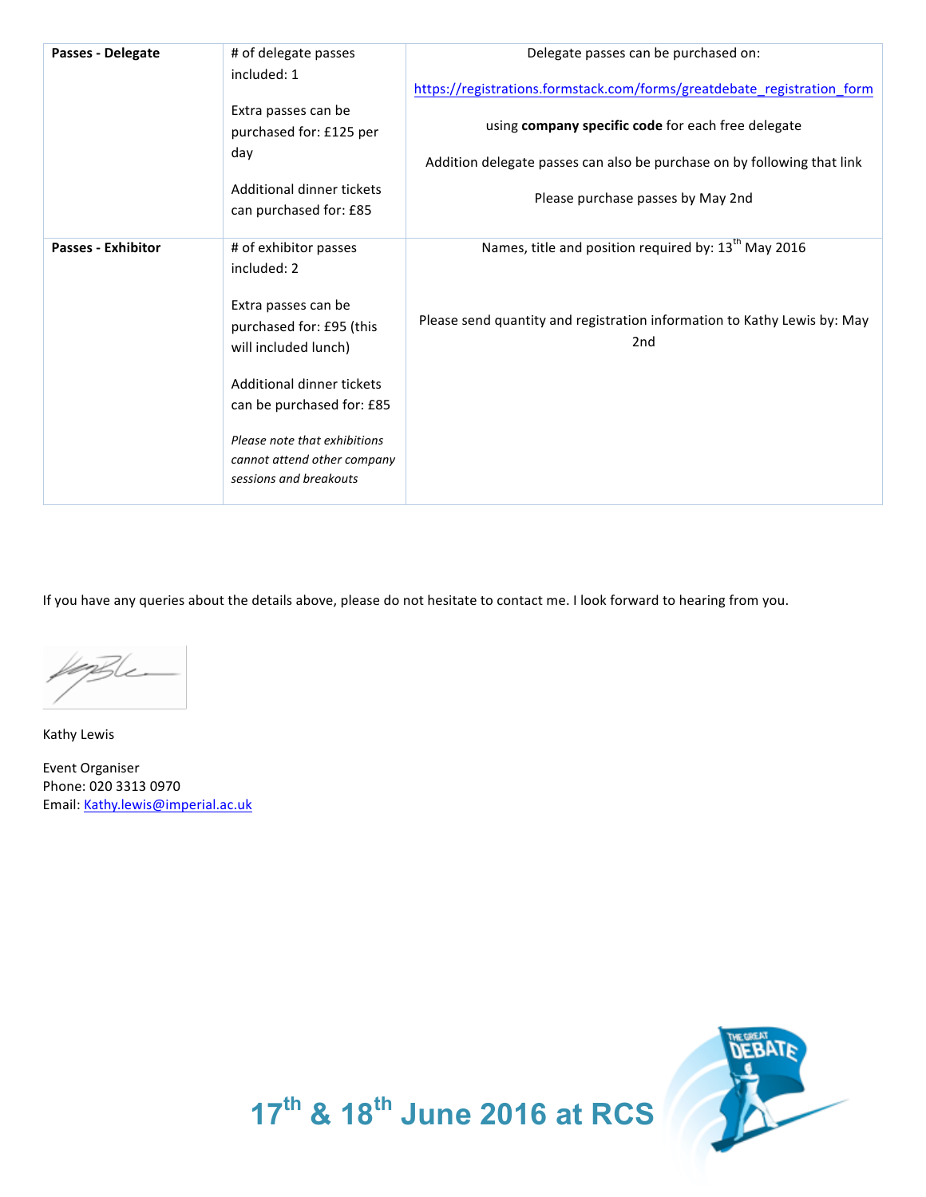| Passes - Delegate | # of delegate passes included: 1<br><br>Extra passes can be purchased for: £125 per day<br><br>Additional dinner tickets can purchased for: £85 | Delegate passes can be purchased on:<br><br>https://registrations.formstack.com/forms/greatdebate_registration_form<br><br>using **company specific code** for each free delegate<br><br>Addition delegate passes can also be purchase on by following that link<br><br>Please purchase passes by May 2nd |
|---|---|---|
| **Passes - Exhibitor** | # of exhibitor passes included: 2<br><br>Extra passes can be purchased for: £95 (this will included lunch)<br><br>Additional dinner tickets can be purchased for: £85<br><br>*Please note that exhibitions cannot attend other company sessions and breakouts* | Names, title and position required by: 13th May 2016<br><br>Please send quantity and registration information to Kathy Lewis by: May 2nd |

If you have any queries about the details above, please do not hesitate to contact me. I look forward to hearing from you.

Kathy Lewis

Event Organiser
Phone: 020 3313 0970
Email: Kathy.lewis@imperial.ac.uk

**17th & 18th June 2016 at RCS**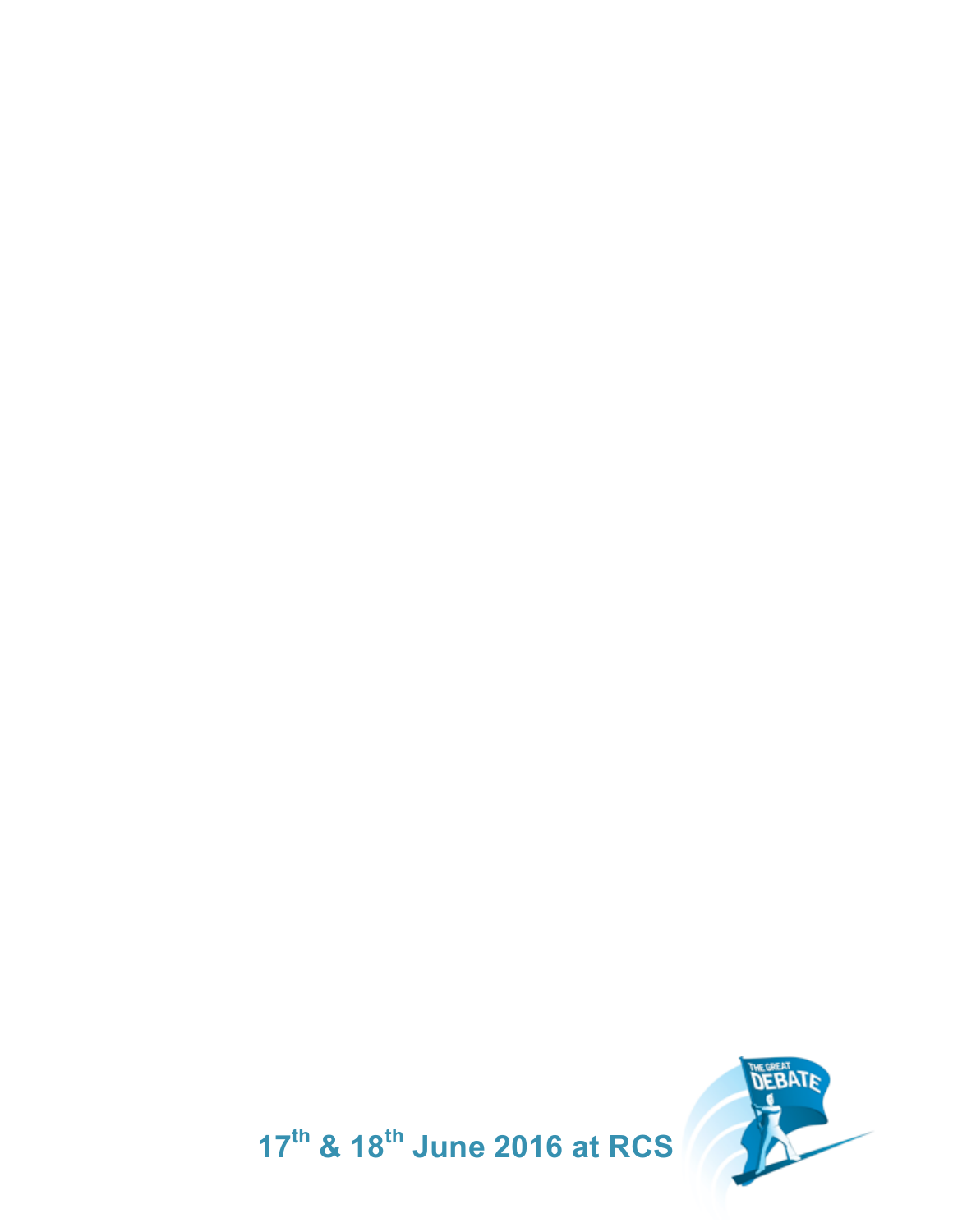17[th] & 18[th] June 2016 at RCS